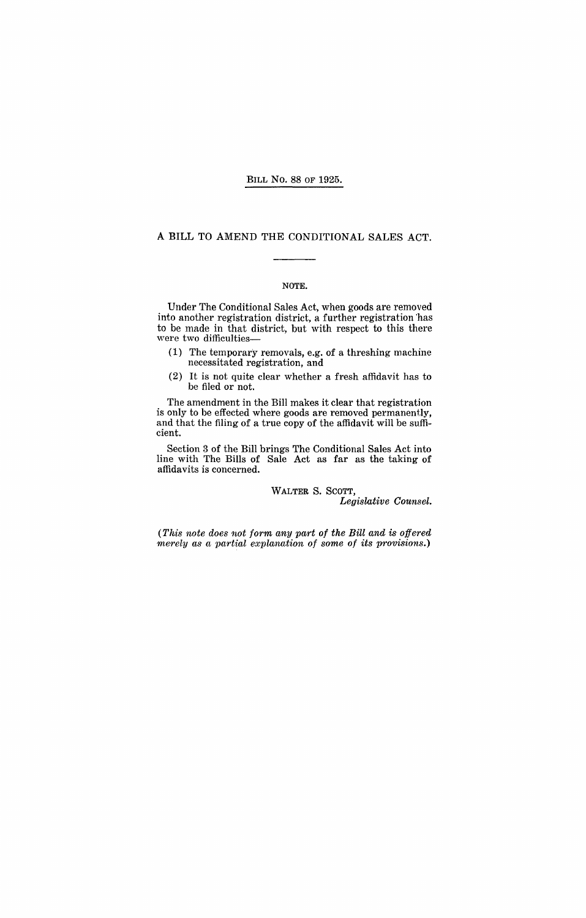BILL No. 88 OF 1925.

# A BILL TO AMEND THE CONDITIONAL SALES ACT.

## NOTE.

Under The Conditional Sales Act, when goods are removed into another registration district, a further registration has to be made in that district, but with respect to this there were two difficulties—

(1) The temporary removals, e.g. of a threshing machine necessitated registration, and

(2) It is not quite clear whether a fresh affidavit has to be filed or not.

The amendment in the Bill makes it clear that registration is only to be effected where goods are removed permanently, and that the filing of a true copy of the affidavit will be sufficient.

Section 3 of the Bill brings The Conditional Sales Act into line with The Bills of Sale Act as far as the taking of affidavits is concerned.

WALTER S. SCOTT,
*Legislative Counsel.*

*(This note does not form any part of the Bill and is offered merely as a partial explanation of some of its provisions.)*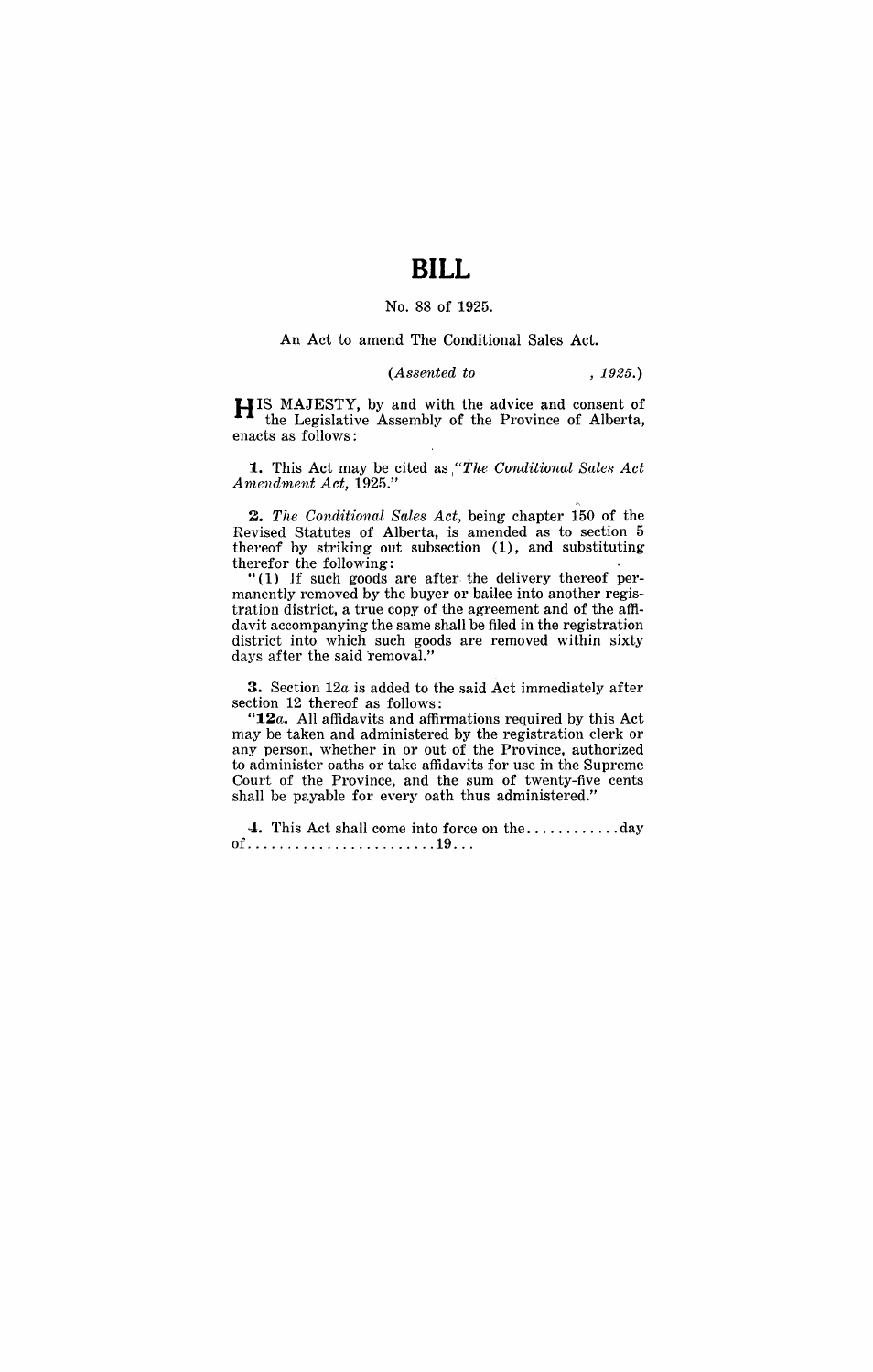# BILL

No. 88 of 1925.

An Act to amend The Conditional Sales Act.

*(Assented to , 1925.)*

HIS MAJESTY, by and with the advice and consent of the Legislative Assembly of the Province of Alberta, enacts as follows:

**1.** This Act may be cited as *"The Conditional Sales Act Amendment Act,* 1925."

**2.** *The Conditional Sales Act,* being chapter 150 of the Revised Statutes of Alberta, is amended as to section 5 thereof by striking out subsection (1), and substituting therefor the following:

"(1) If such goods are after the delivery thereof permanently removed by the buyer or bailee into another registration district, a true copy of the agreement and of the affidavit accompanying the same shall be filed in the registration district into which such goods are removed within sixty days after the said removal."

**3.** Section 12*a* is added to the said Act immediately after section 12 thereof as follows:

"**12*a*.** All affidavits and affirmations required by this Act may be taken and administered by the registration clerk or any person, whether in or out of the Province, authorized to administer oaths or take affidavits for use in the Supreme Court of the Province, and the sum of twenty-five cents shall be payable for every oath thus administered."

**4.** This Act shall come into force on the............day of........................19...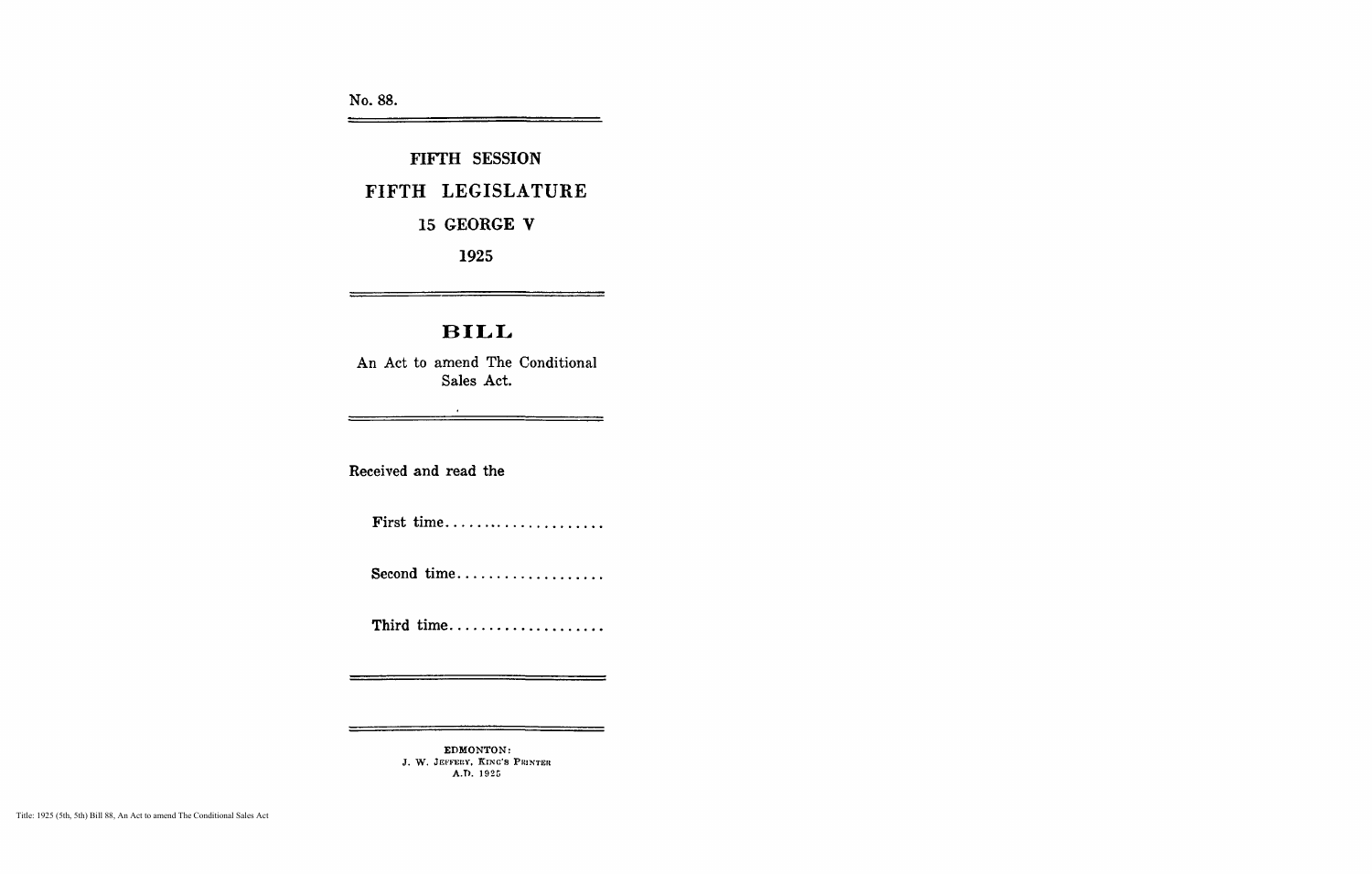No. 88.

# FIFTH SESSION

# FIFTH LEGISLATURE

# 15 GEORGE V

# 1925

## BILL

An Act to amend The Conditional Sales Act.

Received and read the

First time....................

Second time..................

Third time...................

EDMONTON:
J. W. JEFFERY, KING'S PRINTER
A.D. 1925

Title: 1925 (5th, 5th) Bill 88, An Act to amend The Conditional Sales Act